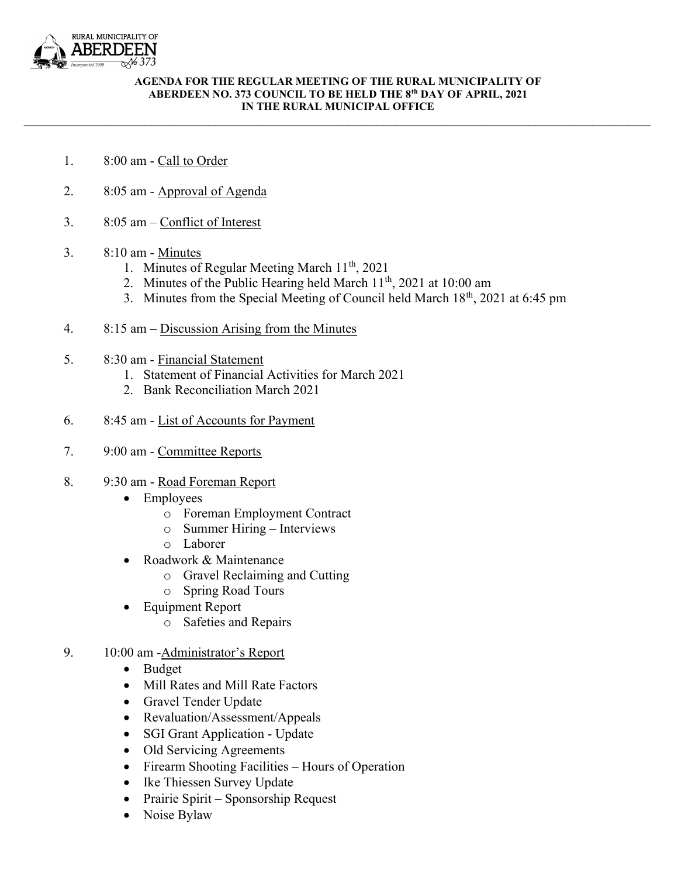RURAL MUNICIPALITY OF ABERDEEN No 373 Incorporated 1909

# AGENDA FOR THE REGULAR MEETING OF THE RURAL MUNICIPALITY OF ABERDEEN NO. 373 COUNCIL TO BE HELD THE 8th DAY OF APRIL, 2021 IN THE RURAL MUNICIPAL OFFICE

1. 8:00 am - Call to Order

2. 8:05 am - Approval of Agenda

3. 8:05 am – Conflict of Interest

3. 8:10 am - Minutes
   1. Minutes of Regular Meeting March 11th, 2021
   2. Minutes of the Public Hearing held March 11th, 2021 at 10:00 am
   3. Minutes from the Special Meeting of Council held March 18th, 2021 at 6:45 pm

4. 8:15 am – Discussion Arising from the Minutes

5. 8:30 am - Financial Statement
   1. Statement of Financial Activities for March 2021
   2. Bank Reconciliation March 2021

6. 8:45 am - List of Accounts for Payment

7. 9:00 am - Committee Reports

8. 9:30 am - Road Foreman Report
   - Employees
     - Foreman Employment Contract
     - Summer Hiring – Interviews
     - Laborer
   - Roadwork & Maintenance
     - Gravel Reclaiming and Cutting
     - Spring Road Tours
   - Equipment Report
     - Safeties and Repairs

9. 10:00 am -Administrator's Report
   - Budget
   - Mill Rates and Mill Rate Factors
   - Gravel Tender Update
   - Revaluation/Assessment/Appeals
   - SGI Grant Application - Update
   - Old Servicing Agreements
   - Firearm Shooting Facilities – Hours of Operation
   - Ike Thiessen Survey Update
   - Prairie Spirit – Sponsorship Request
   - Noise Bylaw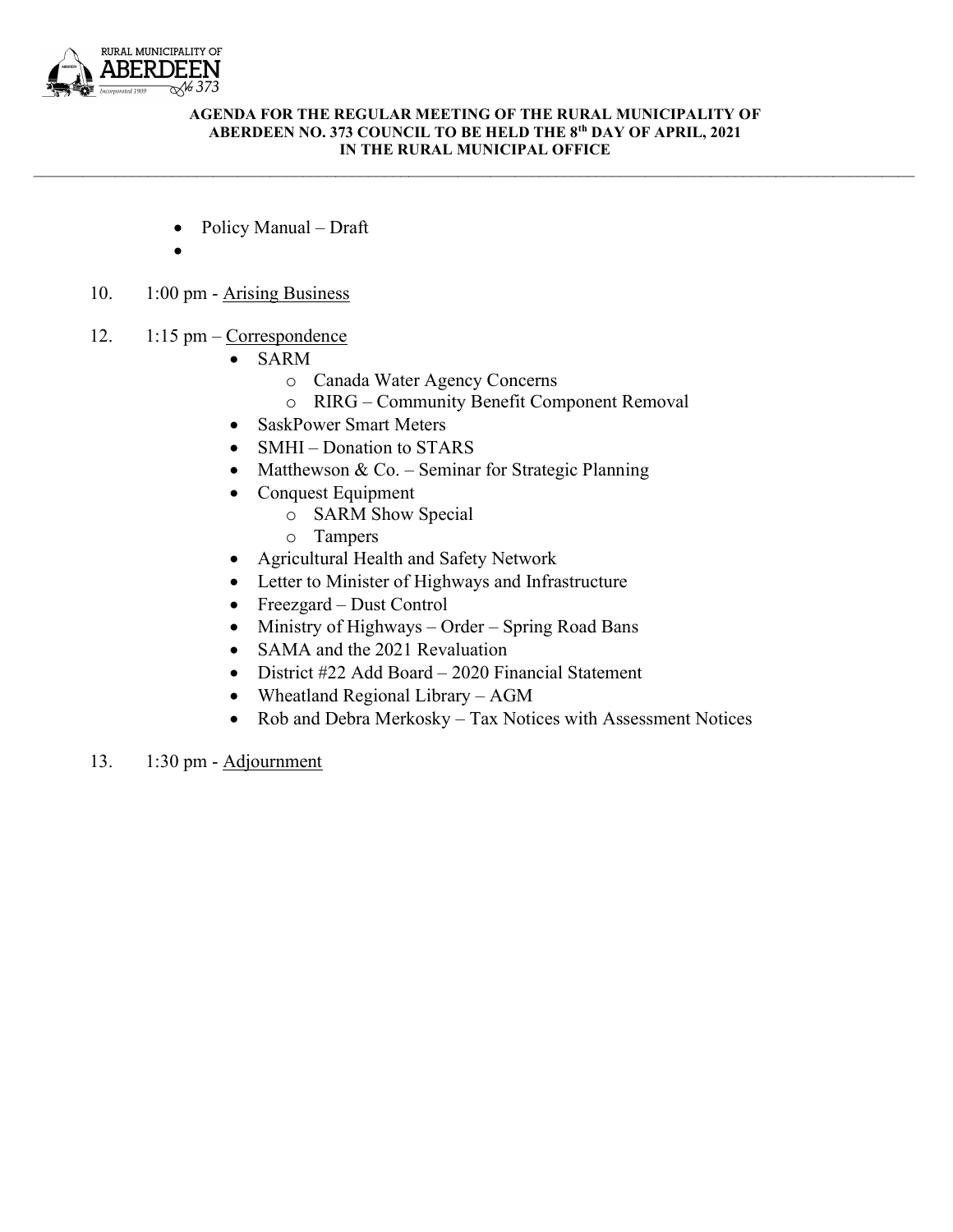RURAL MUNICIPALITY OF ABERDEEN № 373 Incorporated 1909

**AGENDA FOR THE REGULAR MEETING OF THE RURAL MUNICIPALITY OF ABERDEEN NO. 373 COUNCIL TO BE HELD THE 8th DAY OF APRIL, 2021 IN THE RURAL MUNICIPAL OFFICE**

---

- Policy Manual – Draft
-

10. 1:00 pm - Arising Business

12. 1:15 pm – Correspondence
    - SARM
        - Canada Water Agency Concerns
        - RIRG – Community Benefit Component Removal
    - SaskPower Smart Meters
    - SMHI – Donation to STARS
    - Matthewson & Co. – Seminar for Strategic Planning
    - Conquest Equipment
        - SARM Show Special
        - Tampers
    - Agricultural Health and Safety Network
    - Letter to Minister of Highways and Infrastructure
    - Freezgard – Dust Control
    - Ministry of Highways – Order – Spring Road Bans
    - SAMA and the 2021 Revaluation
    - District #22 Add Board – 2020 Financial Statement
    - Wheatland Regional Library – AGM
    - Rob and Debra Merkosky – Tax Notices with Assessment Notices

13. 1:30 pm - Adjournment